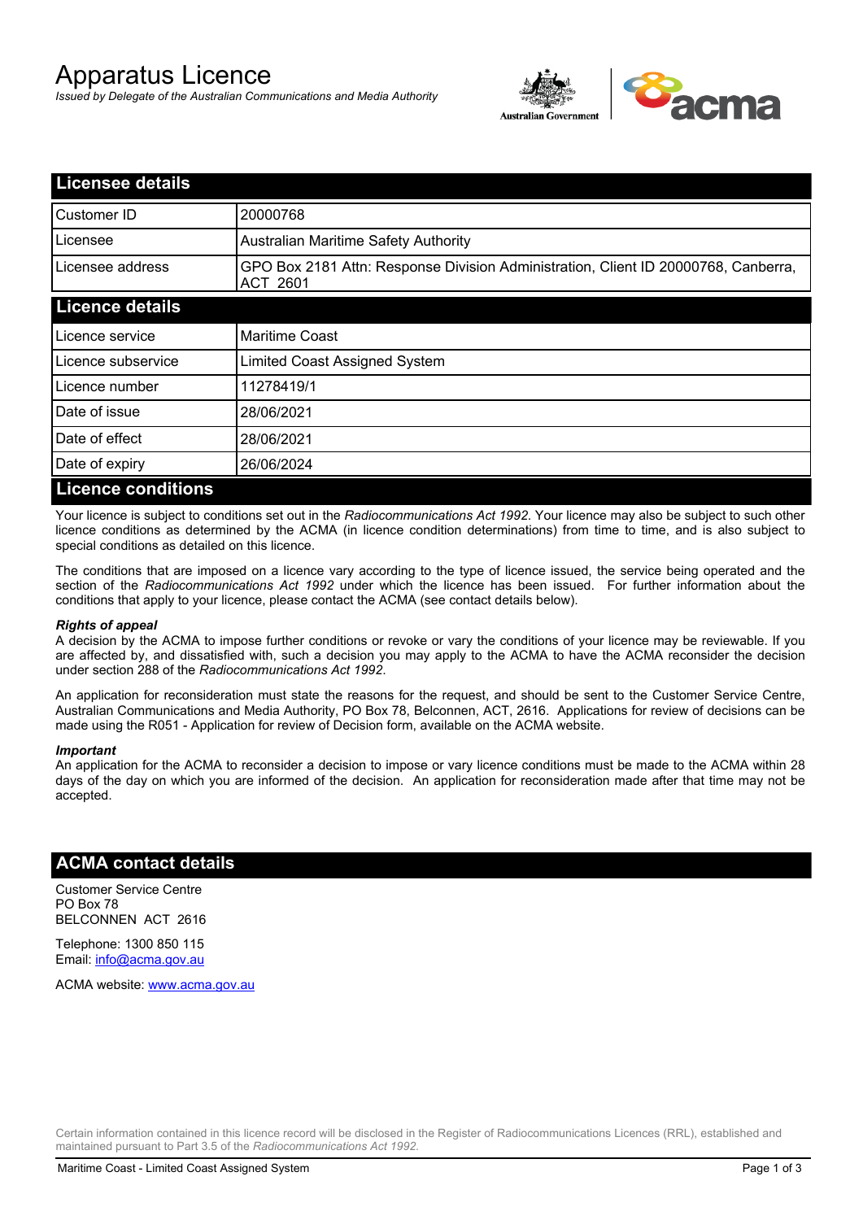# Apparatus Licence

*Issued by Delegate of the Australian Communications and Media Authority*

## Licensee details

| | |
|---|---|
| Customer ID | 20000768 |
| Licensee | Australian Maritime Safety Authority |
| Licensee address | GPO Box 2181 Attn: Response Division Administration, Client ID 20000768, Canberra, ACT 2601 |

## Licence details

| | |
|---|---|
| Licence service | Maritime Coast |
| Licence subservice | Limited Coast Assigned System |
| Licence number | 11278419/1 |
| Date of issue | 28/06/2021 |
| Date of effect | 28/06/2021 |
| Date of expiry | 26/06/2024 |

## Licence conditions

Your licence is subject to conditions set out in the *Radiocommunications Act 1992*. Your licence may also be subject to such other licence conditions as determined by the ACMA (in licence condition determinations) from time to time, and is also subject to special conditions as detailed on this licence.

The conditions that are imposed on a licence vary according to the type of licence issued, the service being operated and the section of the *Radiocommunications Act 1992* under which the licence has been issued. For further information about the conditions that apply to your licence, please contact the ACMA (see contact details below).

***Rights of appeal***

A decision by the ACMA to impose further conditions or revoke or vary the conditions of your licence may be reviewable. If you are affected by, and dissatisfied with, such a decision you may apply to the ACMA to have the ACMA reconsider the decision under section 288 of the *Radiocommunications Act 1992*.

An application for reconsideration must state the reasons for the request, and should be sent to the Customer Service Centre, Australian Communications and Media Authority, PO Box 78, Belconnen, ACT, 2616. Applications for review of decisions can be made using the R051 - Application for review of Decision form, available on the ACMA website.

***Important***

An application for the ACMA to reconsider a decision to impose or vary licence conditions must be made to the ACMA within 28 days of the day on which you are informed of the decision. An application for reconsideration made after that time may not be accepted.

## ACMA contact details

Customer Service Centre
PO Box 78
BELCONNEN ACT 2616

Telephone: 1300 850 115
Email: info@acma.gov.au

ACMA website: www.acma.gov.au

Certain information contained in this licence record will be disclosed in the Register of Radiocommunications Licences (RRL), established and maintained pursuant to Part 3.5 of the *Radiocommunications Act 1992.*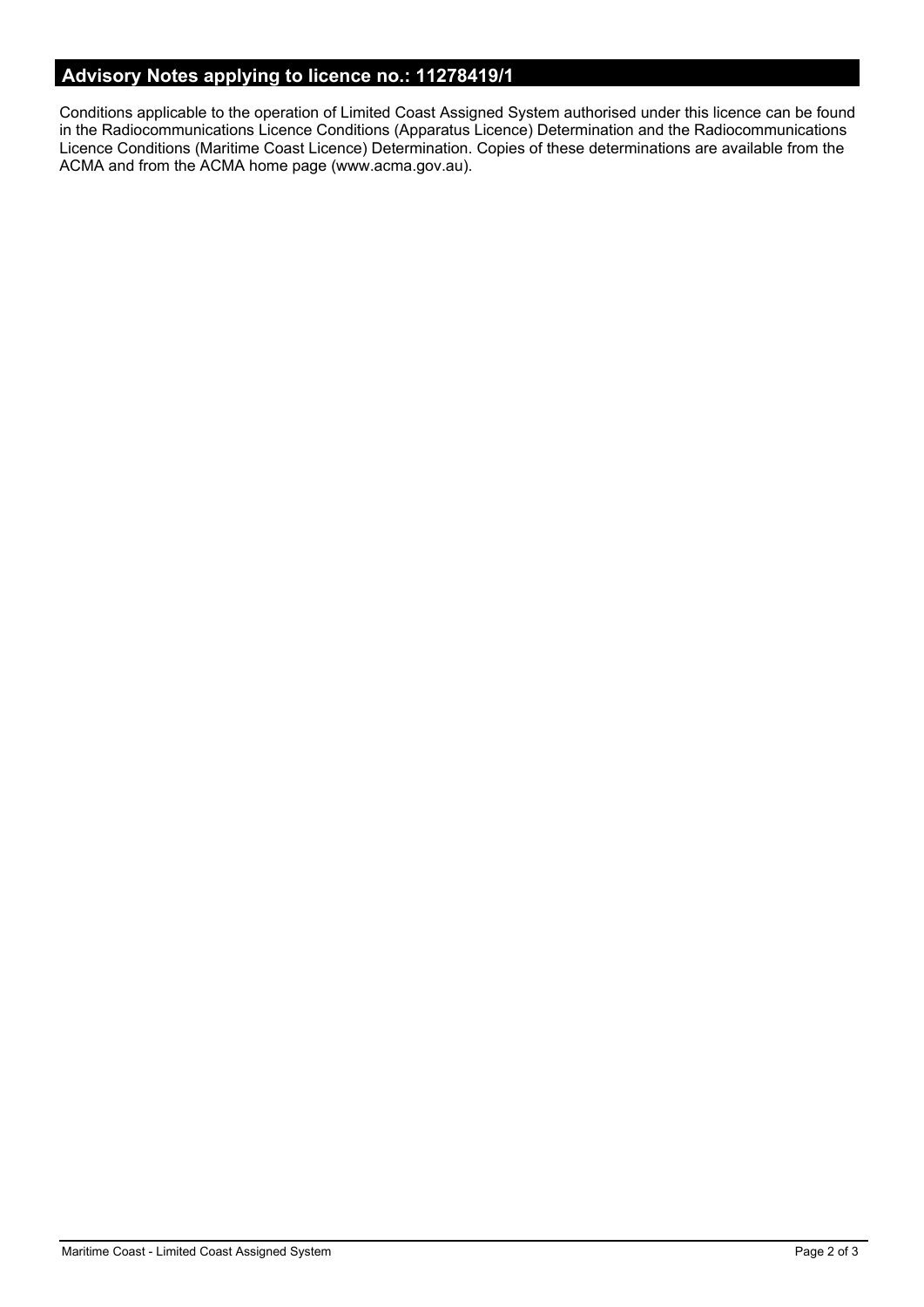## Advisory Notes applying to licence no.: 11278419/1

Conditions applicable to the operation of Limited Coast Assigned System authorised under this licence can be found in the Radiocommunications Licence Conditions (Apparatus Licence) Determination and the Radiocommunications Licence Conditions (Maritime Coast Licence) Determination. Copies of these determinations are available from the ACMA and from the ACMA home page (www.acma.gov.au).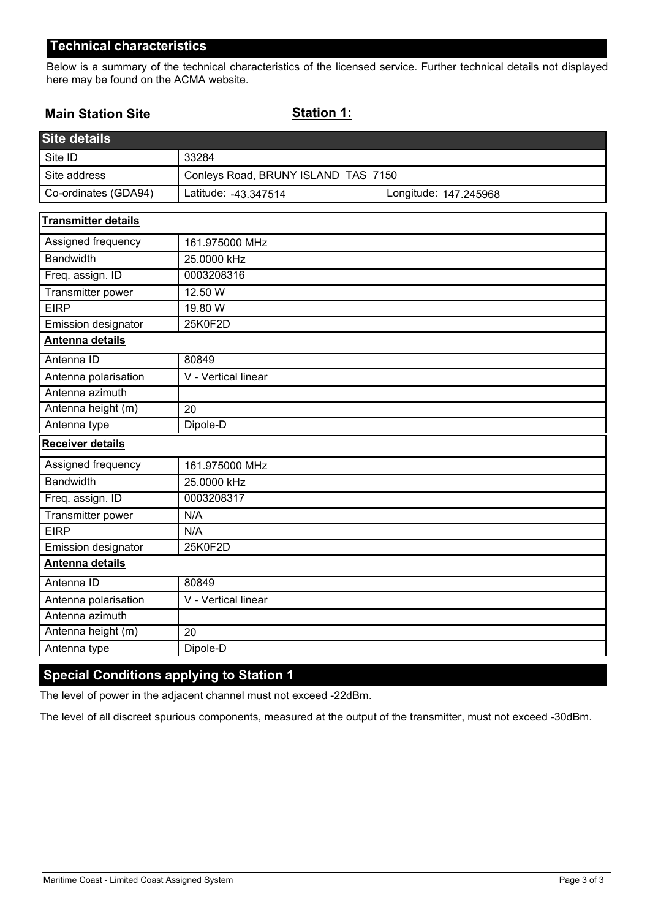## Technical characteristics

Below is a summary of the technical characteristics of the licensed service. Further technical details not displayed here may be found on the ACMA website.

**Main Station Site** **Station 1:**

| Site details | | |
|---|---|---|
| Site ID | 33284 | |
| Site address | Conleys Road, BRUNY ISLAND TAS 7150 | |
| Co-ordinates (GDA94) | Latitude: -43.347514 | Longitude: 147.245968 |

| Transmitter details | |
|---|---|
| Assigned frequency | 161.975000 MHz |
| Bandwidth | 25.0000 kHz |
| Freq. assign. ID | 0003208316 |
| Transmitter power | 12.50 W |
| EIRP | 19.80 W |
| Emission designator | 25K0F2D |
| **Antenna details** | |
| Antenna ID | 80849 |
| Antenna polarisation | V - Vertical linear |
| Antenna azimuth | |
| Antenna height (m) | 20 |
| Antenna type | Dipole-D |

| Receiver details | |
|---|---|
| Assigned frequency | 161.975000 MHz |
| Bandwidth | 25.0000 kHz |
| Freq. assign. ID | 0003208317 |
| Transmitter power | N/A |
| EIRP | N/A |
| Emission designator | 25K0F2D |
| **Antenna details** | |
| Antenna ID | 80849 |
| Antenna polarisation | V - Vertical linear |
| Antenna azimuth | |
| Antenna height (m) | 20 |
| Antenna type | Dipole-D |

## Special Conditions applying to Station 1

The level of power in the adjacent channel must not exceed -22dBm.

The level of all discreet spurious components, measured at the output of the transmitter, must not exceed -30dBm.